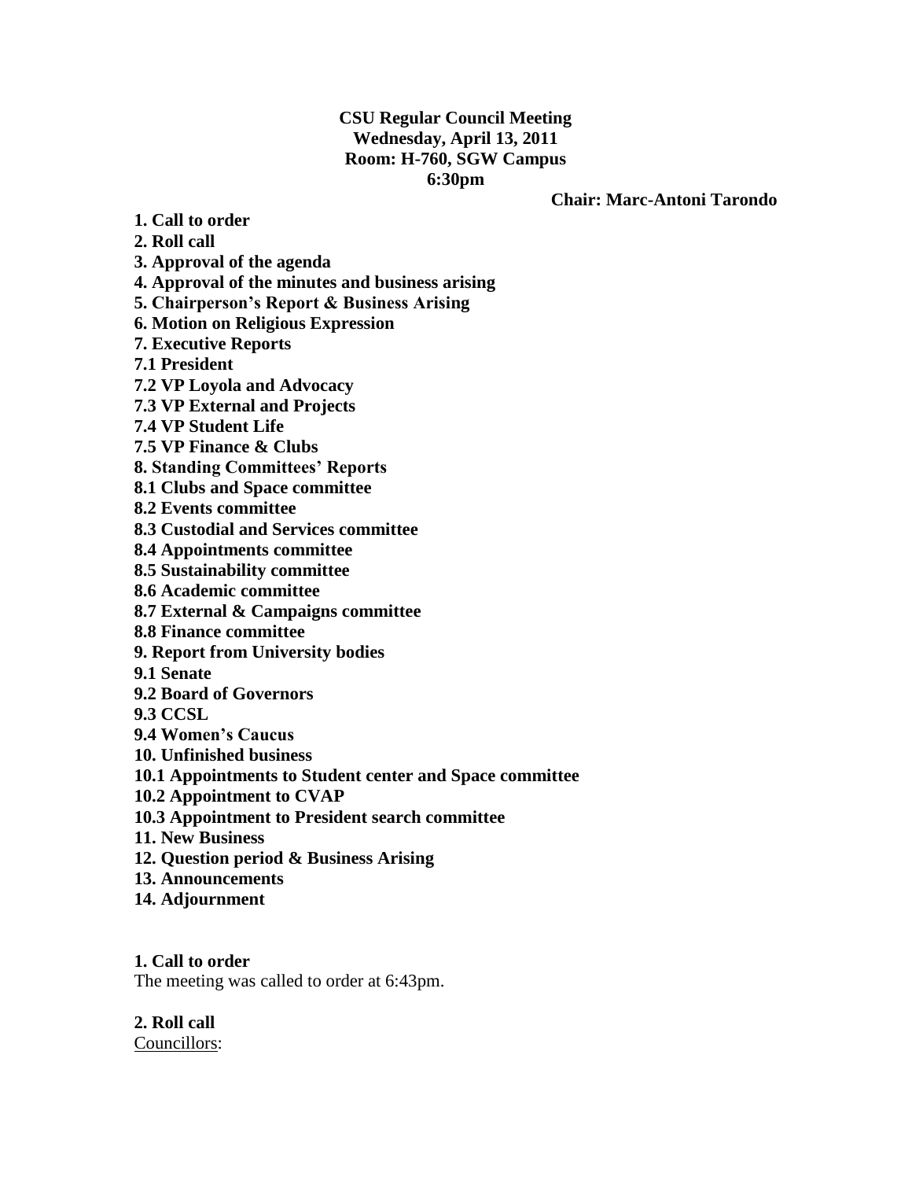**CSU Regular Council Meeting**
**Wednesday, April 13, 2011**
**Room: H-760, SGW Campus**
**6:30pm**

**Chair: Marc-Antoni Tarondo**

**1. Call to order**
**2. Roll call**
**3. Approval of the agenda**
**4. Approval of the minutes and business arising**
**5. Chairperson's Report & Business Arising**
**6. Motion on Religious Expression**
**7. Executive Reports**
**7.1 President**
**7.2 VP Loyola and Advocacy**
**7.3 VP External and Projects**
**7.4 VP Student Life**
**7.5 VP Finance & Clubs**
**8. Standing Committees' Reports**
**8.1 Clubs and Space committee**
**8.2 Events committee**
**8.3 Custodial and Services committee**
**8.4 Appointments committee**
**8.5 Sustainability committee**
**8.6 Academic committee**
**8.7 External & Campaigns committee**
**8.8 Finance committee**
**9. Report from University bodies**
**9.1 Senate**
**9.2 Board of Governors**
**9.3 CCSL**
**9.4 Women's Caucus**
**10. Unfinished business**
**10.1 Appointments to Student center and Space committee**
**10.2 Appointment to CVAP**
**10.3 Appointment to President search committee**
**11. New Business**
**12. Question period & Business Arising**
**13. Announcements**
**14. Adjournment**

**1. Call to order**

The meeting was called to order at 6:43pm.

**2. Roll call**

Councillors: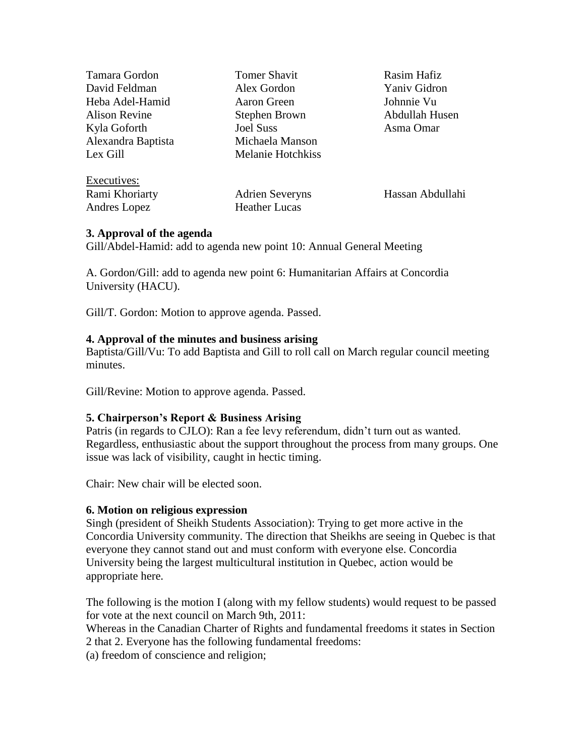Tamara Gordon
David Feldman
Heba Adel-Hamid
Alison Revine
Kyla Goforth
Alexandra Baptista
Lex Gill
Tomer Shavit
Alex Gordon
Aaron Green
Stephen Brown
Joel Suss
Michaela Manson
Melanie Hotchkiss
Rasim Hafiz
Yaniv Gidron
Johnnie Vu
Abdullah Husen
Asma Omar

Executives:
Rami Khoriarty
Andres Lopez
Adrien Severyns
Heather Lucas
Hassan Abdullahi

**3. Approval of the agenda**

Gill/Abdel-Hamid: add to agenda new point 10: Annual General Meeting

A. Gordon/Gill: add to agenda new point 6: Humanitarian Affairs at Concordia University (HACU).

Gill/T. Gordon: Motion to approve agenda. Passed.

**4. Approval of the minutes and business arising**

Baptista/Gill/Vu: To add Baptista and Gill to roll call on March regular council meeting minutes.

Gill/Revine: Motion to approve agenda. Passed.

**5. Chairperson's Report & Business Arising**

Patris (in regards to CJLO): Ran a fee levy referendum, didn't turn out as wanted. Regardless, enthusiastic about the support throughout the process from many groups. One issue was lack of visibility, caught in hectic timing.

Chair: New chair will be elected soon.

**6. Motion on religious expression**

Singh (president of Sheikh Students Association): Trying to get more active in the Concordia University community. The direction that Sheikhs are seeing in Quebec is that everyone they cannot stand out and must conform with everyone else. Concordia University being the largest multicultural institution in Quebec, action would be appropriate here.

The following is the motion I (along with my fellow students) would request to be passed for vote at the next council on March 9th, 2011:

Whereas in the Canadian Charter of Rights and fundamental freedoms it states in Section 2 that 2. Everyone has the following fundamental freedoms:

(a) freedom of conscience and religion;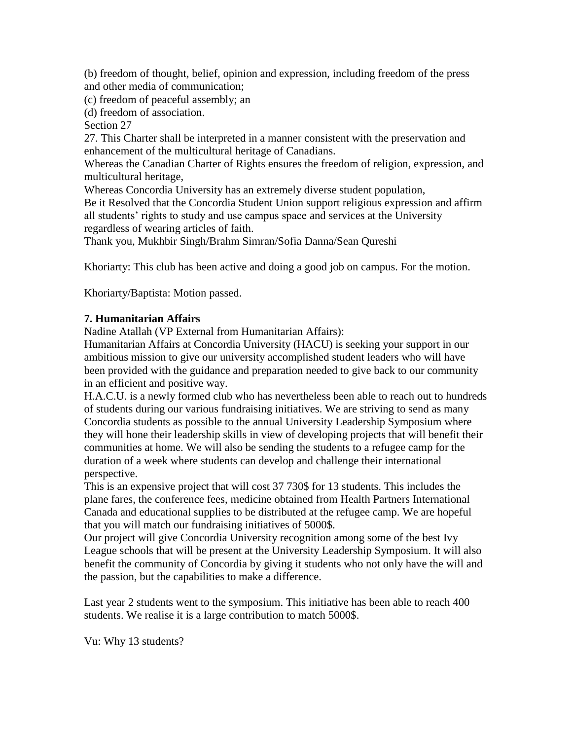(b) freedom of thought, belief, opinion and expression, including freedom of the press and other media of communication;
(c) freedom of peaceful assembly; an
(d) freedom of association.
Section 27
27. This Charter shall be interpreted in a manner consistent with the preservation and enhancement of the multicultural heritage of Canadians.
Whereas the Canadian Charter of Rights ensures the freedom of religion, expression, and multicultural heritage,
Whereas Concordia University has an extremely diverse student population,
Be it Resolved that the Concordia Student Union support religious expression and affirm all students' rights to study and use campus space and services at the University regardless of wearing articles of faith.
Thank you, Mukhbir Singh/Brahm Simran/Sofia Danna/Sean Qureshi

Khoriarty: This club has been active and doing a good job on campus. For the motion.

Khoriarty/Baptista: Motion passed.

**7. Humanitarian Affairs**
Nadine Atallah (VP External from Humanitarian Affairs):
Humanitarian Affairs at Concordia University (HACU) is seeking your support in our ambitious mission to give our university accomplished student leaders who will have been provided with the guidance and preparation needed to give back to our community in an efficient and positive way.
H.A.C.U. is a newly formed club who has nevertheless been able to reach out to hundreds of students during our various fundraising initiatives. We are striving to send as many Concordia students as possible to the annual University Leadership Symposium where they will hone their leadership skills in view of developing projects that will benefit their communities at home. We will also be sending the students to a refugee camp for the duration of a week where students can develop and challenge their international perspective.
This is an expensive project that will cost 37 730$ for 13 students. This includes the plane fares, the conference fees, medicine obtained from Health Partners International Canada and educational supplies to be distributed at the refugee camp. We are hopeful that you will match our fundraising initiatives of 5000$.
Our project will give Concordia University recognition among some of the best Ivy League schools that will be present at the University Leadership Symposium. It will also benefit the community of Concordia by giving it students who not only have the will and the passion, but the capabilities to make a difference.

Last year 2 students went to the symposium. This initiative has been able to reach 400 students. We realise it is a large contribution to match 5000$.

Vu: Why 13 students?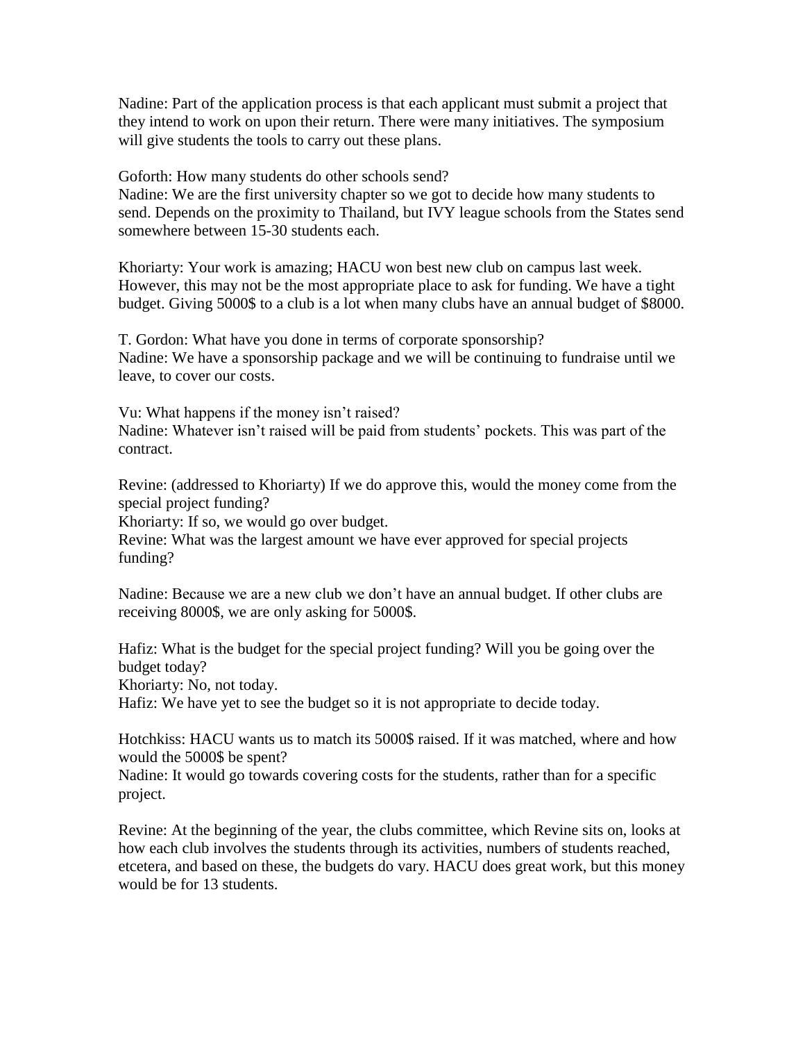Nadine: Part of the application process is that each applicant must submit a project that they intend to work on upon their return. There were many initiatives. The symposium will give students the tools to carry out these plans.

Goforth: How many students do other schools send?
Nadine: We are the first university chapter so we got to decide how many students to send. Depends on the proximity to Thailand, but IVY league schools from the States send somewhere between 15-30 students each.

Khoriarty: Your work is amazing; HACU won best new club on campus last week. However, this may not be the most appropriate place to ask for funding. We have a tight budget. Giving 5000$ to a club is a lot when many clubs have an annual budget of $8000.

T. Gordon: What have you done in terms of corporate sponsorship?
Nadine: We have a sponsorship package and we will be continuing to fundraise until we leave, to cover our costs.

Vu: What happens if the money isn't raised?
Nadine: Whatever isn't raised will be paid from students' pockets. This was part of the contract.

Revine: (addressed to Khoriarty) If we do approve this, would the money come from the special project funding?
Khoriarty: If so, we would go over budget.
Revine: What was the largest amount we have ever approved for special projects funding?

Nadine: Because we are a new club we don't have an annual budget. If other clubs are receiving 8000$, we are only asking for 5000$.

Hafiz: What is the budget for the special project funding? Will you be going over the budget today?
Khoriarty: No, not today.
Hafiz: We have yet to see the budget so it is not appropriate to decide today.

Hotchkiss: HACU wants us to match its 5000$ raised. If it was matched, where and how would the 5000$ be spent?
Nadine: It would go towards covering costs for the students, rather than for a specific project.

Revine: At the beginning of the year, the clubs committee, which Revine sits on, looks at how each club involves the students through its activities, numbers of students reached, etcetera, and based on these, the budgets do vary. HACU does great work, but this money would be for 13 students.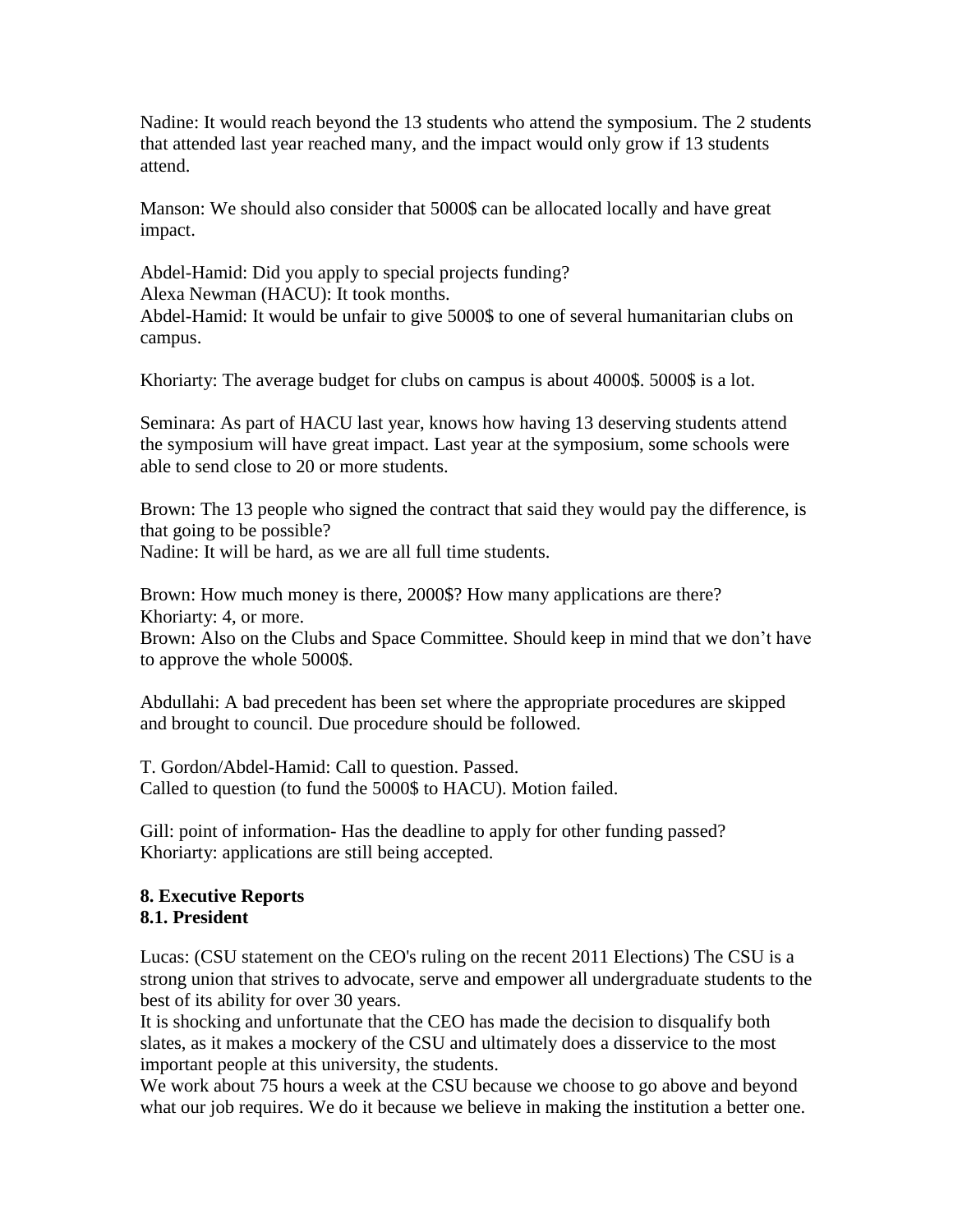Nadine: It would reach beyond the 13 students who attend the symposium. The 2 students that attended last year reached many, and the impact would only grow if 13 students attend.

Manson: We should also consider that 5000$ can be allocated locally and have great impact.

Abdel-Hamid: Did you apply to special projects funding?
Alexa Newman (HACU): It took months.
Abdel-Hamid: It would be unfair to give 5000$ to one of several humanitarian clubs on campus.

Khoriarty: The average budget for clubs on campus is about 4000$. 5000$ is a lot.

Seminara: As part of HACU last year, knows how having 13 deserving students attend the symposium will have great impact. Last year at the symposium, some schools were able to send close to 20 or more students.

Brown: The 13 people who signed the contract that said they would pay the difference, is that going to be possible?
Nadine: It will be hard, as we are all full time students.

Brown: How much money is there, 2000$? How many applications are there?
Khoriarty: 4, or more.
Brown: Also on the Clubs and Space Committee. Should keep in mind that we don't have to approve the whole 5000$.

Abdullahi: A bad precedent has been set where the appropriate procedures are skipped and brought to council. Due procedure should be followed.

T. Gordon/Abdel-Hamid: Call to question. Passed.
Called to question (to fund the 5000$ to HACU). Motion failed.

Gill: point of information- Has the deadline to apply for other funding passed?
Khoriarty: applications are still being accepted.

## 8. Executive Reports

### 8.1. President

Lucas: (CSU statement on the CEO's ruling on the recent 2011 Elections) The CSU is a strong union that strives to advocate, serve and empower all undergraduate students to the best of its ability for over 30 years.
It is shocking and unfortunate that the CEO has made the decision to disqualify both slates, as it makes a mockery of the CSU and ultimately does a disservice to the most important people at this university, the students.
We work about 75 hours a week at the CSU because we choose to go above and beyond what our job requires. We do it because we believe in making the institution a better one.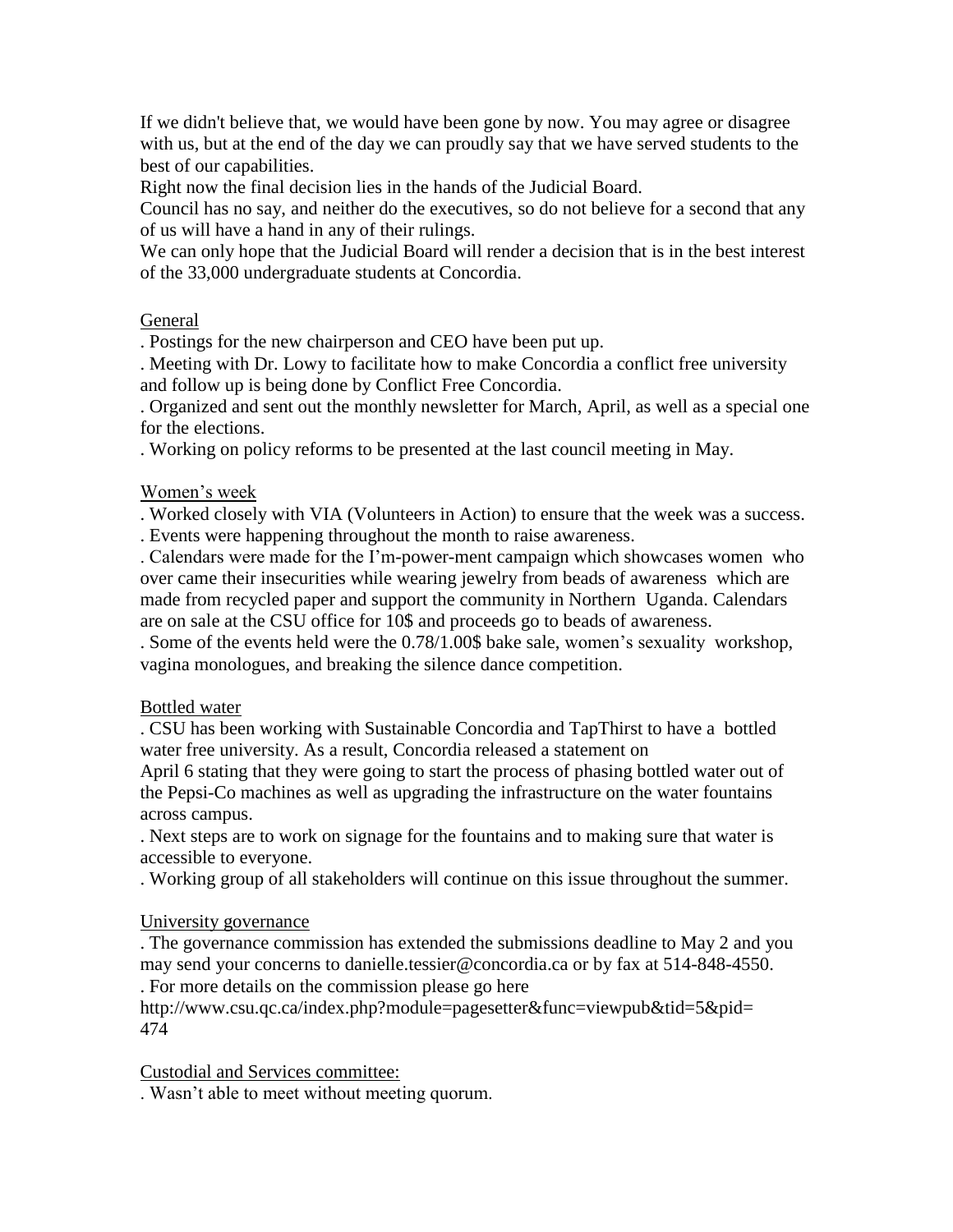If we didn't believe that, we would have been gone by now. You may agree or disagree with us, but at the end of the day we can proudly say that we have served students to the best of our capabilities.

Right now the final decision lies in the hands of the Judicial Board.

Council has no say, and neither do the executives, so do not believe for a second that any of us will have a hand in any of their rulings.

We can only hope that the Judicial Board will render a decision that is in the best interest of the 33,000 undergraduate students at Concordia.

<u>General</u>

. Postings for the new chairperson and CEO have been put up.

. Meeting with Dr. Lowy to facilitate how to make Concordia a conflict free university and follow up is being done by Conflict Free Concordia.

. Organized and sent out the monthly newsletter for March, April, as well as a special one for the elections.

. Working on policy reforms to be presented at the last council meeting in May.

<u>Women's week</u>

. Worked closely with VIA (Volunteers in Action) to ensure that the week was a success.

. Events were happening throughout the month to raise awareness.

. Calendars were made for the I'm-power-ment campaign which showcases women who over came their insecurities while wearing jewelry from beads of awareness which are made from recycled paper and support the community in Northern Uganda. Calendars are on sale at the CSU office for 10$ and proceeds go to beads of awareness.

. Some of the events held were the 0.78/1.00$ bake sale, women's sexuality workshop, vagina monologues, and breaking the silence dance competition.

<u>Bottled water</u>

. CSU has been working with Sustainable Concordia and TapThirst to have a bottled water free university. As a result, Concordia released a statement on April 6 stating that they were going to start the process of phasing bottled water out of the Pepsi-Co machines as well as upgrading the infrastructure on the water fountains across campus.

. Next steps are to work on signage for the fountains and to making sure that water is accessible to everyone.

. Working group of all stakeholders will continue on this issue throughout the summer.

<u>University governance</u>

. The governance commission has extended the submissions deadline to May 2 and you may send your concerns to danielle.tessier@concordia.ca or by fax at 514-848-4550.

. For more details on the commission please go here http://www.csu.qc.ca/index.php?module=pagesetter&func=viewpub&tid=5&pid=474

<u>Custodial and Services committee:</u>

. Wasn't able to meet without meeting quorum.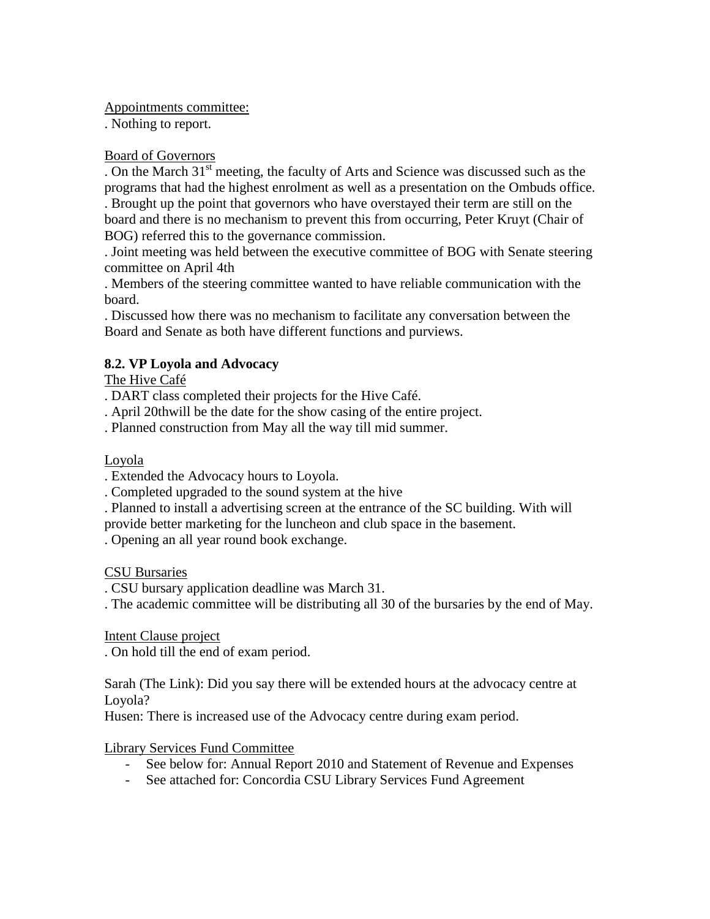Appointments committee:

. Nothing to report.

Board of Governors

. On the March 31st meeting, the faculty of Arts and Science was discussed such as the programs that had the highest enrolment as well as a presentation on the Ombuds office.

. Brought up the point that governors who have overstayed their term are still on the board and there is no mechanism to prevent this from occurring, Peter Kruyt (Chair of BOG) referred this to the governance commission.

. Joint meeting was held between the executive committee of BOG with Senate steering committee on April 4th

. Members of the steering committee wanted to have reliable communication with the board.

. Discussed how there was no mechanism to facilitate any conversation between the Board and Senate as both have different functions and purviews.

**8.2. VP Loyola and Advocacy**

The Hive Café

. DART class completed their projects for the Hive Café.

. April 20thwill be the date for the show casing of the entire project.

. Planned construction from May all the way till mid summer.

Loyola

. Extended the Advocacy hours to Loyola.

. Completed upgraded to the sound system at the hive

. Planned to install a advertising screen at the entrance of the SC building. With will provide better marketing for the luncheon and club space in the basement.

. Opening an all year round book exchange.

CSU Bursaries

. CSU bursary application deadline was March 31.

. The academic committee will be distributing all 30 of the bursaries by the end of May.

Intent Clause project

. On hold till the end of exam period.

Sarah (The Link): Did you say there will be extended hours at the advocacy centre at Loyola?

Husen: There is increased use of the Advocacy centre during exam period.

Library Services Fund Committee

- See below for: Annual Report 2010 and Statement of Revenue and Expenses
- See attached for: Concordia CSU Library Services Fund Agreement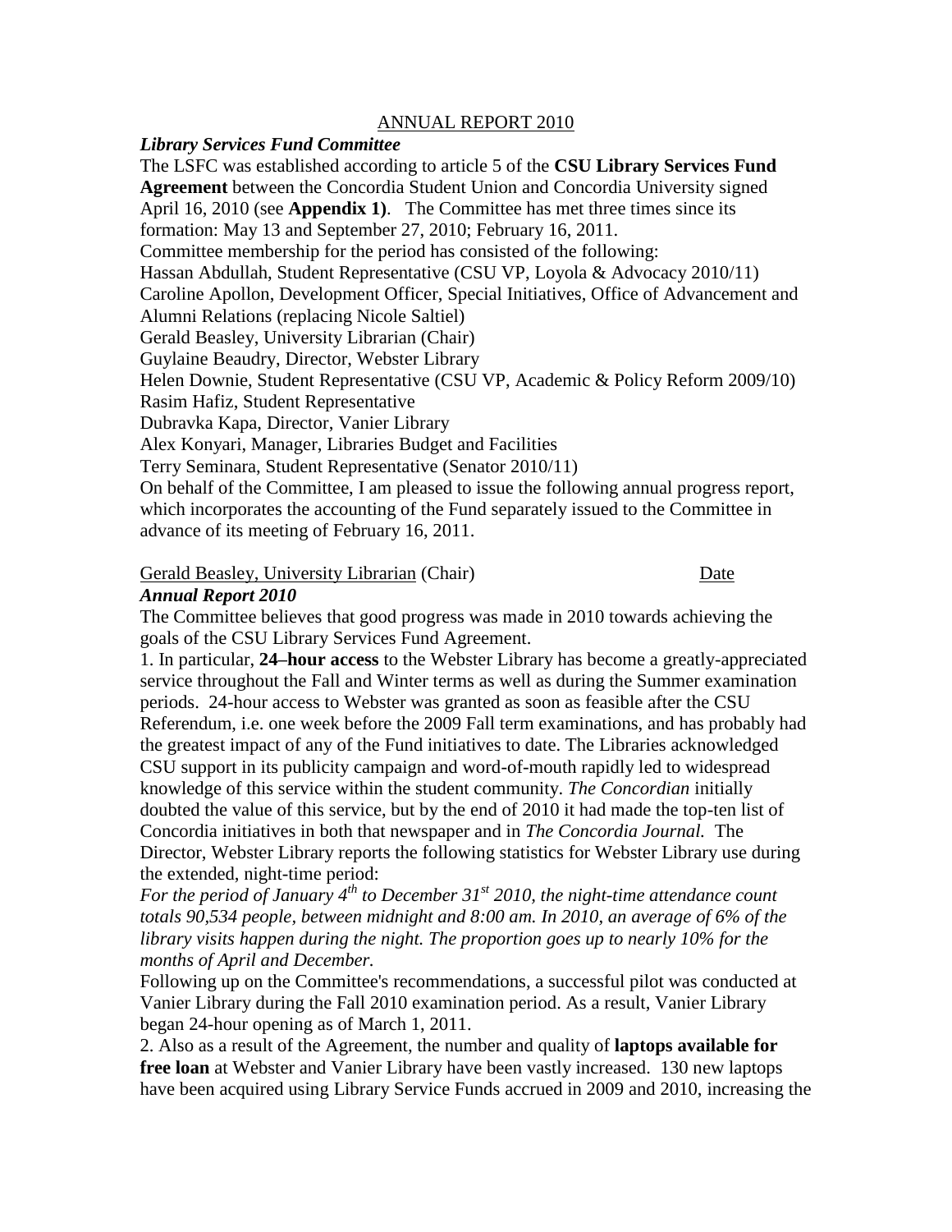ANNUAL REPORT 2010

***Library Services Fund Committee***

The LSFC was established according to article 5 of the **CSU Library Services Fund Agreement** between the Concordia Student Union and Concordia University signed April 16, 2010 (see **Appendix 1)**. The Committee has met three times since its formation: May 13 and September 27, 2010; February 16, 2011.

Committee membership for the period has consisted of the following:

Hassan Abdullah, Student Representative (CSU VP, Loyola & Advocacy 2010/11)
Caroline Apollon, Development Officer, Special Initiatives, Office of Advancement and Alumni Relations (replacing Nicole Saltiel)
Gerald Beasley, University Librarian (Chair)
Guylaine Beaudry, Director, Webster Library
Helen Downie, Student Representative (CSU VP, Academic & Policy Reform 2009/10)
Rasim Hafiz, Student Representative
Dubravka Kapa, Director, Vanier Library
Alex Konyari, Manager, Libraries Budget and Facilities
Terry Seminara, Student Representative (Senator 2010/11)

On behalf of the Committee, I am pleased to issue the following annual progress report, which incorporates the accounting of the Fund separately issued to the Committee in advance of its meeting of February 16, 2011.

Gerald Beasley, University Librarian (Chair) Date

***Annual Report 2010***

The Committee believes that good progress was made in 2010 towards achieving the goals of the CSU Library Services Fund Agreement.

1. In particular, **24–hour access** to the Webster Library has become a greatly-appreciated service throughout the Fall and Winter terms as well as during the Summer examination periods. 24-hour access to Webster was granted as soon as feasible after the CSU Referendum, i.e. one week before the 2009 Fall term examinations, and has probably had the greatest impact of any of the Fund initiatives to date. The Libraries acknowledged CSU support in its publicity campaign and word-of-mouth rapidly led to widespread knowledge of this service within the student community. *The Concordian* initially doubted the value of this service, but by the end of 2010 it had made the top-ten list of Concordia initiatives in both that newspaper and in *The Concordia Journal.* The Director, Webster Library reports the following statistics for Webster Library use during the extended, night-time period:

*For the period of January 4th to December 31st 2010, the night-time attendance count totals 90,534 people, between midnight and 8:00 am. In 2010, an average of 6% of the library visits happen during the night. The proportion goes up to nearly 10% for the months of April and December.*

Following up on the Committee's recommendations, a successful pilot was conducted at Vanier Library during the Fall 2010 examination period. As a result, Vanier Library began 24-hour opening as of March 1, 2011.

2. Also as a result of the Agreement, the number and quality of **laptops available for free loan** at Webster and Vanier Library have been vastly increased. 130 new laptops have been acquired using Library Service Funds accrued in 2009 and 2010, increasing the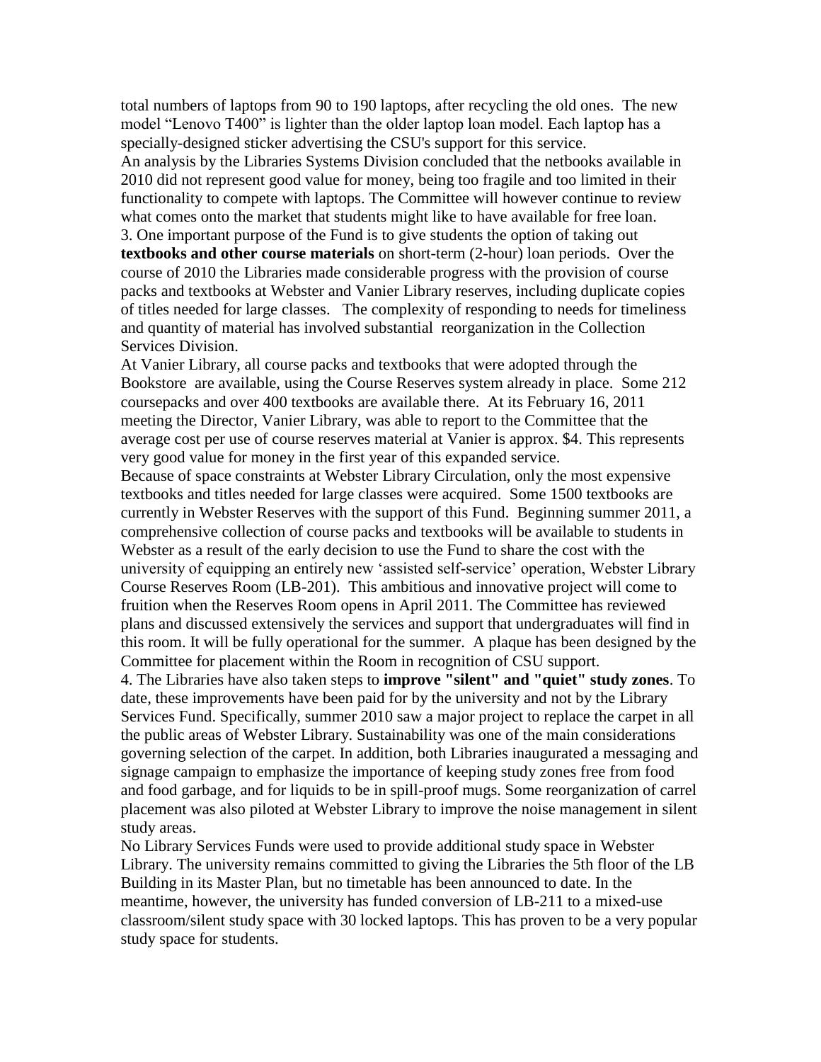total numbers of laptops from 90 to 190 laptops, after recycling the old ones. The new model "Lenovo T400" is lighter than the older laptop loan model. Each laptop has a specially-designed sticker advertising the CSU's support for this service.

An analysis by the Libraries Systems Division concluded that the netbooks available in 2010 did not represent good value for money, being too fragile and too limited in their functionality to compete with laptops. The Committee will however continue to review what comes onto the market that students might like to have available for free loan.

3. One important purpose of the Fund is to give students the option of taking out **textbooks and other course materials** on short-term (2-hour) loan periods. Over the course of 2010 the Libraries made considerable progress with the provision of course packs and textbooks at Webster and Vanier Library reserves, including duplicate copies of titles needed for large classes. The complexity of responding to needs for timeliness and quantity of material has involved substantial reorganization in the Collection Services Division.

At Vanier Library, all course packs and textbooks that were adopted through the Bookstore are available, using the Course Reserves system already in place. Some 212 coursepacks and over 400 textbooks are available there. At its February 16, 2011 meeting the Director, Vanier Library, was able to report to the Committee that the average cost per use of course reserves material at Vanier is approx. $4. This represents very good value for money in the first year of this expanded service.

Because of space constraints at Webster Library Circulation, only the most expensive textbooks and titles needed for large classes were acquired. Some 1500 textbooks are currently in Webster Reserves with the support of this Fund. Beginning summer 2011, a comprehensive collection of course packs and textbooks will be available to students in Webster as a result of the early decision to use the Fund to share the cost with the university of equipping an entirely new 'assisted self-service' operation, Webster Library Course Reserves Room (LB-201). This ambitious and innovative project will come to fruition when the Reserves Room opens in April 2011. The Committee has reviewed plans and discussed extensively the services and support that undergraduates will find in this room. It will be fully operational for the summer. A plaque has been designed by the Committee for placement within the Room in recognition of CSU support.

4. The Libraries have also taken steps to **improve "silent" and "quiet" study zones**. To date, these improvements have been paid for by the university and not by the Library Services Fund. Specifically, summer 2010 saw a major project to replace the carpet in all the public areas of Webster Library. Sustainability was one of the main considerations governing selection of the carpet. In addition, both Libraries inaugurated a messaging and signage campaign to emphasize the importance of keeping study zones free from food and food garbage, and for liquids to be in spill-proof mugs. Some reorganization of carrel placement was also piloted at Webster Library to improve the noise management in silent study areas.

No Library Services Funds were used to provide additional study space in Webster Library. The university remains committed to giving the Libraries the 5th floor of the LB Building in its Master Plan, but no timetable has been announced to date. In the meantime, however, the university has funded conversion of LB-211 to a mixed-use classroom/silent study space with 30 locked laptops. This has proven to be a very popular study space for students.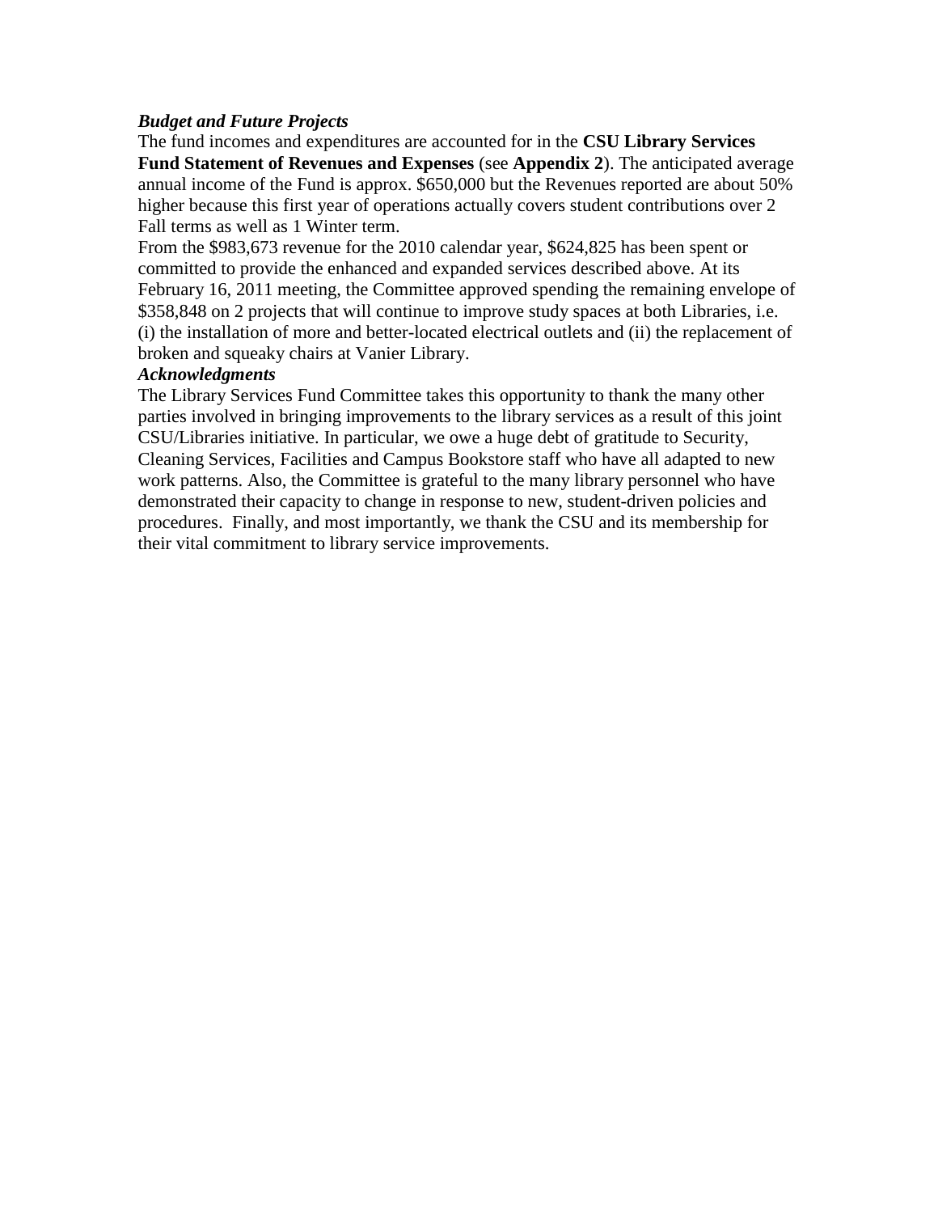### ***Budget and Future Projects***

The fund incomes and expenditures are accounted for in the **CSU Library Services Fund Statement of Revenues and Expenses** (see **Appendix 2**). The anticipated average annual income of the Fund is approx. $650,000 but the Revenues reported are about 50% higher because this first year of operations actually covers student contributions over 2 Fall terms as well as 1 Winter term.

From the $983,673 revenue for the 2010 calendar year, $624,825 has been spent or committed to provide the enhanced and expanded services described above. At its February 16, 2011 meeting, the Committee approved spending the remaining envelope of $358,848 on 2 projects that will continue to improve study spaces at both Libraries, i.e. (i) the installation of more and better-located electrical outlets and (ii) the replacement of broken and squeaky chairs at Vanier Library.

### ***Acknowledgments***

The Library Services Fund Committee takes this opportunity to thank the many other parties involved in bringing improvements to the library services as a result of this joint CSU/Libraries initiative. In particular, we owe a huge debt of gratitude to Security, Cleaning Services, Facilities and Campus Bookstore staff who have all adapted to new work patterns. Also, the Committee is grateful to the many library personnel who have demonstrated their capacity to change in response to new, student-driven policies and procedures. Finally, and most importantly, we thank the CSU and its membership for their vital commitment to library service improvements.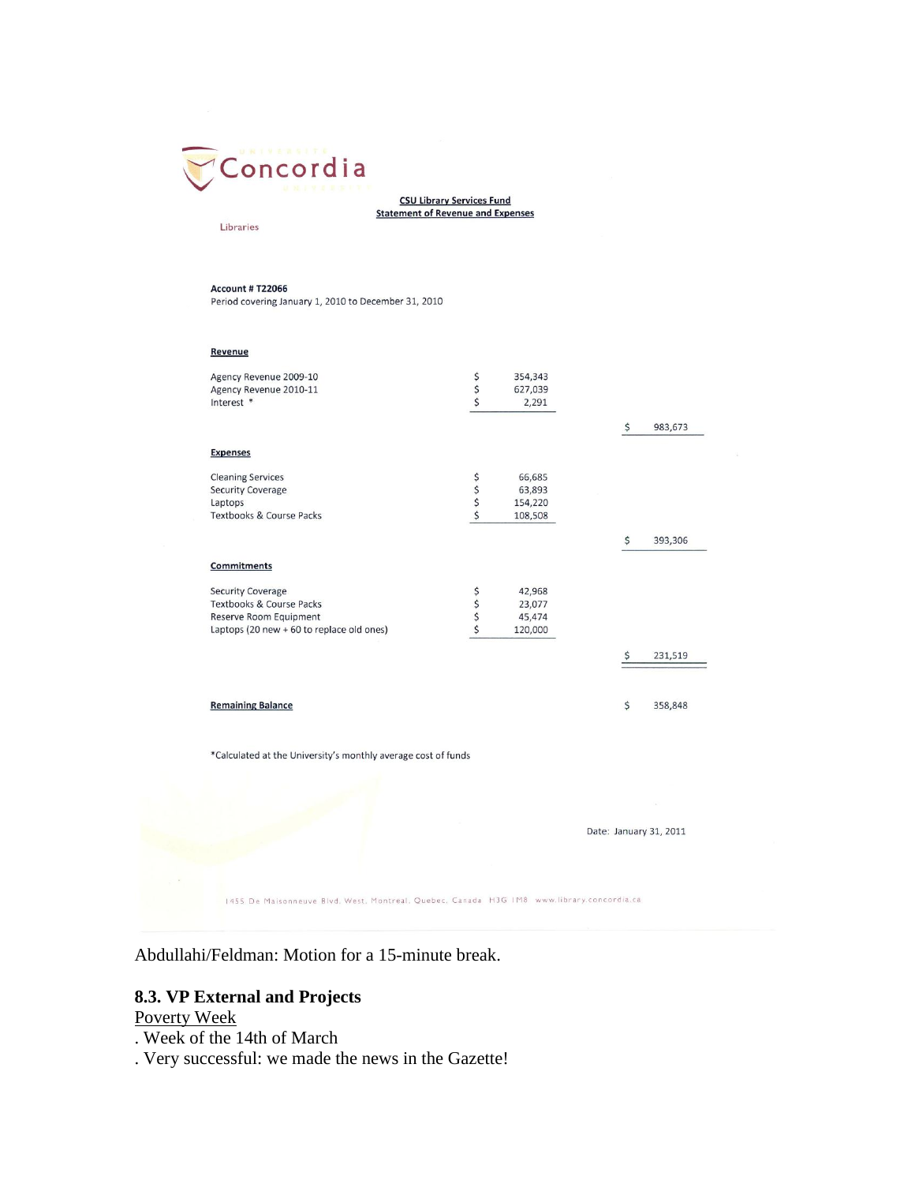Concordia

Libraries

**CSU Library Services Fund**
**Statement of Revenue and Expenses**

**Account # T22066**
Period covering January 1, 2010 to December 31, 2010

**Revenue**

| | | |
|---|---|---|
| Agency Revenue 2009-10 | $ 354,343 | |
| Agency Revenue 2010-11 | $ 627,039 | |
| Interest * | $ 2,291 | |
| | | $ 983,673 |

**Expenses**

| | | |
|---|---|---|
| Cleaning Services | $ 66,685 | |
| Security Coverage | $ 63,893 | |
| Laptops | $ 154,220 | |
| Textbooks & Course Packs | $ 108,508 | |
| | | $ 393,306 |

**Commitments**

| | | |
|---|---|---|
| Security Coverage | $ 42,968 | |
| Textbooks & Course Packs | $ 23,077 | |
| Reserve Room Equipment | $ 45,474 | |
| Laptops (20 new + 60 to replace old ones) | $ 120,000 | |
| | | $ 231,519 |

**Remaining Balance** $ 358,848

*Calculated at the University's monthly average cost of funds

Date: January 31, 2011

1455 De Maisonneuve Blvd. West, Montreal, Quebec, Canada H3G 1M8 www.library.concordia.ca

Abdullahi/Feldman: Motion for a 15-minute break.

### 8.3. VP External and Projects

Poverty Week

. Week of the 14th of March

. Very successful: we made the news in the Gazette!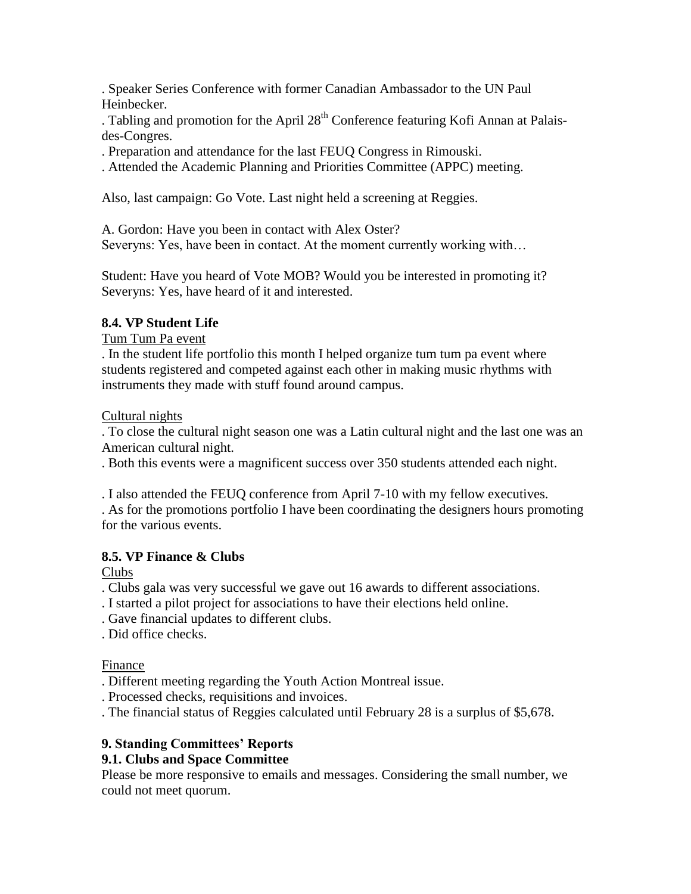. Speaker Series Conference with former Canadian Ambassador to the UN Paul Heinbecker.

. Tabling and promotion for the April 28th Conference featuring Kofi Annan at Palais-des-Congres.

. Preparation and attendance for the last FEUQ Congress in Rimouski.

. Attended the Academic Planning and Priorities Committee (APPC) meeting.

Also, last campaign: Go Vote. Last night held a screening at Reggies.

A. Gordon: Have you been in contact with Alex Oster?
Severyns: Yes, have been in contact. At the moment currently working with…

Student: Have you heard of Vote MOB? Would you be interested in promoting it?
Severyns: Yes, have heard of it and interested.

### 8.4. VP Student Life

Tum Tum Pa event

. In the student life portfolio this month I helped organize tum tum pa event where students registered and competed against each other in making music rhythms with instruments they made with stuff found around campus.

Cultural nights

. To close the cultural night season one was a Latin cultural night and the last one was an American cultural night.

. Both this events were a magnificent success over 350 students attended each night.

. I also attended the FEUQ conference from April 7-10 with my fellow executives.

. As for the promotions portfolio I have been coordinating the designers hours promoting for the various events.

### 8.5. VP Finance & Clubs

Clubs

. Clubs gala was very successful we gave out 16 awards to different associations.

. I started a pilot project for associations to have their elections held online.

. Gave financial updates to different clubs.

. Did office checks.

Finance

. Different meeting regarding the Youth Action Montreal issue.

. Processed checks, requisitions and invoices.

. The financial status of Reggies calculated until February 28 is a surplus of $5,678.

## 9. Standing Committees' Reports

### 9.1. Clubs and Space Committee

Please be more responsive to emails and messages. Considering the small number, we could not meet quorum.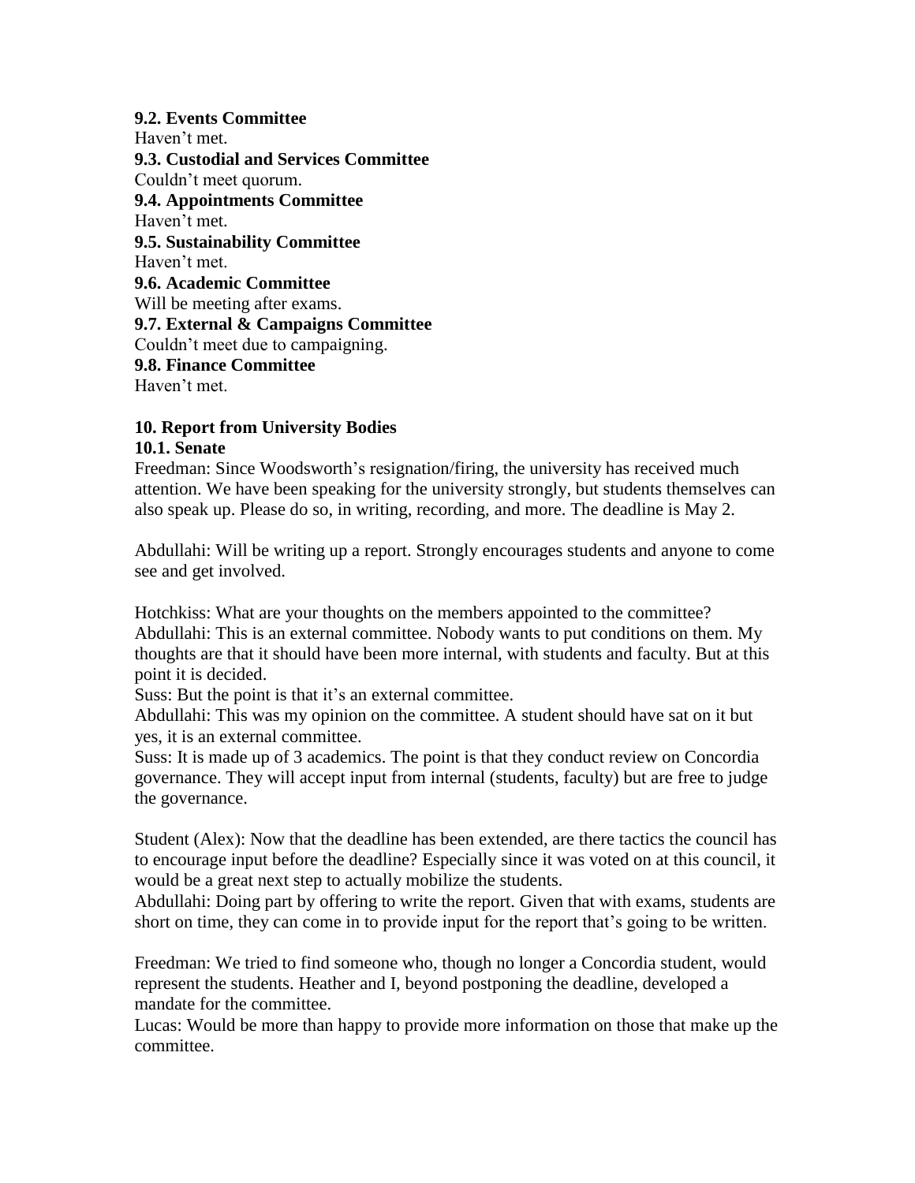**9.2. Events Committee**
Haven't met.
**9.3. Custodial and Services Committee**
Couldn't meet quorum.
**9.4. Appointments Committee**
Haven't met.
**9.5. Sustainability Committee**
Haven't met.
**9.6. Academic Committee**
Will be meeting after exams.
**9.7. External & Campaigns Committee**
Couldn't meet due to campaigning.
**9.8. Finance Committee**
Haven't met.

**10. Report from University Bodies**
**10.1. Senate**
Freedman: Since Woodsworth's resignation/firing, the university has received much attention. We have been speaking for the university strongly, but students themselves can also speak up. Please do so, in writing, recording, and more. The deadline is May 2.

Abdullahi: Will be writing up a report. Strongly encourages students and anyone to come see and get involved.

Hotchkiss: What are your thoughts on the members appointed to the committee?
Abdullahi: This is an external committee. Nobody wants to put conditions on them. My thoughts are that it should have been more internal, with students and faculty. But at this point it is decided.
Suss: But the point is that it's an external committee.
Abdullahi: This was my opinion on the committee. A student should have sat on it but yes, it is an external committee.
Suss: It is made up of 3 academics. The point is that they conduct review on Concordia governance. They will accept input from internal (students, faculty) but are free to judge the governance.

Student (Alex): Now that the deadline has been extended, are there tactics the council has to encourage input before the deadline? Especially since it was voted on at this council, it would be a great next step to actually mobilize the students.
Abdullahi: Doing part by offering to write the report. Given that with exams, students are short on time, they can come in to provide input for the report that's going to be written.

Freedman: We tried to find someone who, though no longer a Concordia student, would represent the students. Heather and I, beyond postponing the deadline, developed a mandate for the committee.
Lucas: Would be more than happy to provide more information on those that make up the committee.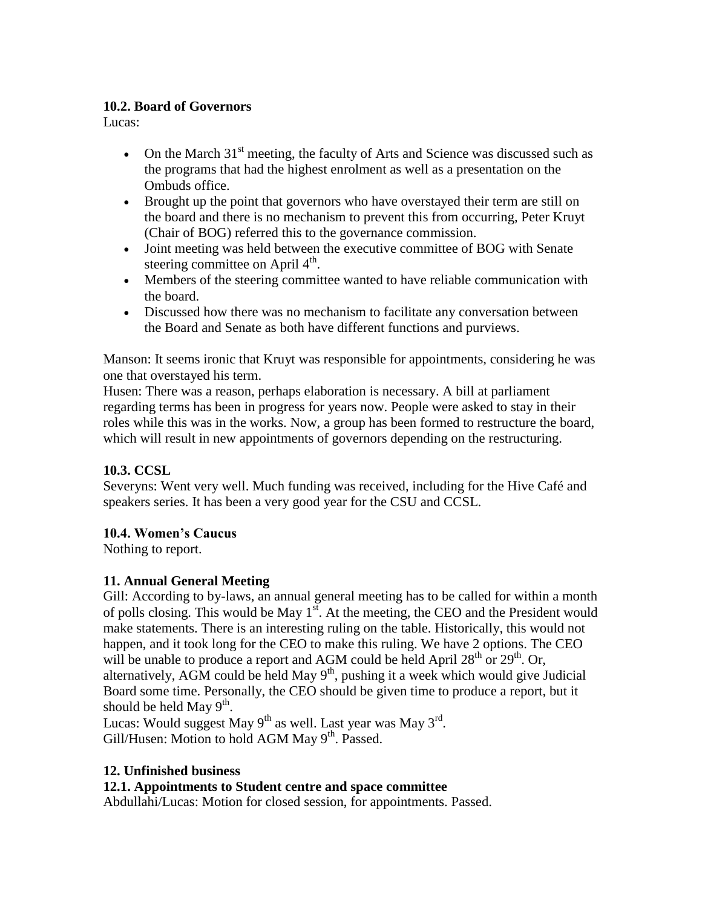**10.2. Board of Governors**

Lucas:

- On the March 31st meeting, the faculty of Arts and Science was discussed such as the programs that had the highest enrolment as well as a presentation on the Ombuds office.
- Brought up the point that governors who have overstayed their term are still on the board and there is no mechanism to prevent this from occurring, Peter Kruyt (Chair of BOG) referred this to the governance commission.
- Joint meeting was held between the executive committee of BOG with Senate steering committee on April 4th.
- Members of the steering committee wanted to have reliable communication with the board.
- Discussed how there was no mechanism to facilitate any conversation between the Board and Senate as both have different functions and purviews.

Manson: It seems ironic that Kruyt was responsible for appointments, considering he was one that overstayed his term.

Husen: There was a reason, perhaps elaboration is necessary. A bill at parliament regarding terms has been in progress for years now. People were asked to stay in their roles while this was in the works. Now, a group has been formed to restructure the board, which will result in new appointments of governors depending on the restructuring.

**10.3. CCSL**

Severyns: Went very well. Much funding was received, including for the Hive Café and speakers series. It has been a very good year for the CSU and CCSL.

**10.4. Women's Caucus**

Nothing to report.

**11. Annual General Meeting**

Gill: According to by-laws, an annual general meeting has to be called for within a month of polls closing. This would be May 1st. At the meeting, the CEO and the President would make statements. There is an interesting ruling on the table. Historically, this would not happen, and it took long for the CEO to make this ruling. We have 2 options. The CEO will be unable to produce a report and AGM could be held April 28th or 29th. Or, alternatively, AGM could be held May 9th, pushing it a week which would give Judicial Board some time. Personally, the CEO should be given time to produce a report, but it should be held May 9th.

Lucas: Would suggest May 9th as well. Last year was May 3rd.

Gill/Husen: Motion to hold AGM May 9th. Passed.

**12. Unfinished business**

**12.1. Appointments to Student centre and space committee**

Abdullahi/Lucas: Motion for closed session, for appointments. Passed.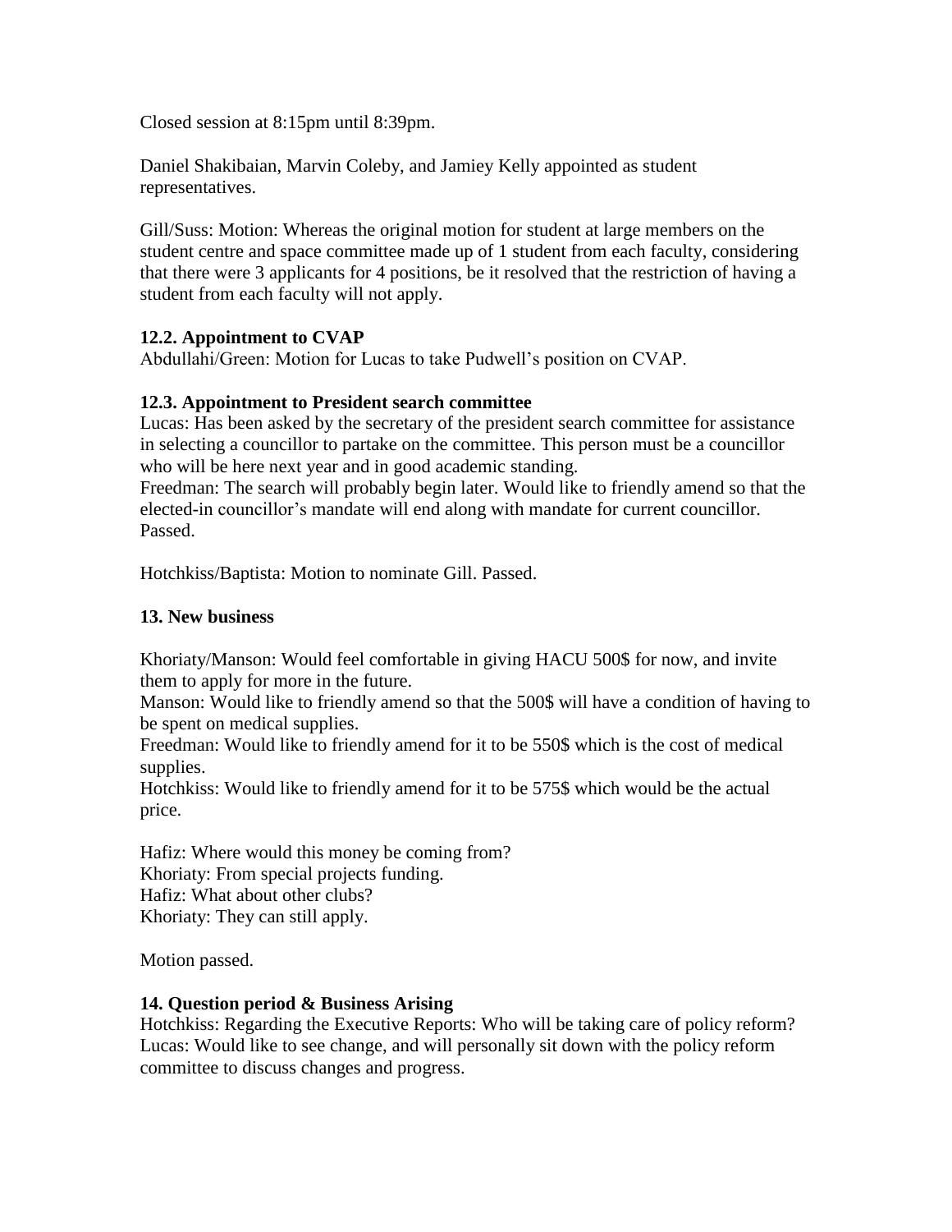Closed session at 8:15pm until 8:39pm.

Daniel Shakibaian, Marvin Coleby, and Jamiey Kelly appointed as student representatives.

Gill/Suss: Motion: Whereas the original motion for student at large members on the student centre and space committee made up of 1 student from each faculty, considering that there were 3 applicants for 4 positions, be it resolved that the restriction of having a student from each faculty will not apply.

### 12.2. Appointment to CVAP

Abdullahi/Green: Motion for Lucas to take Pudwell's position on CVAP.

### 12.3. Appointment to President search committee

Lucas: Has been asked by the secretary of the president search committee for assistance in selecting a councillor to partake on the committee. This person must be a councillor who will be here next year and in good academic standing.
Freedman: The search will probably begin later. Would like to friendly amend so that the elected-in councillor's mandate will end along with mandate for current councillor. Passed.

Hotchkiss/Baptista: Motion to nominate Gill. Passed.

### 13. New business

Khoriaty/Manson: Would feel comfortable in giving HACU 500$ for now, and invite them to apply for more in the future.
Manson: Would like to friendly amend so that the 500$ will have a condition of having to be spent on medical supplies.
Freedman: Would like to friendly amend for it to be 550$ which is the cost of medical supplies.
Hotchkiss: Would like to friendly amend for it to be 575$ which would be the actual price.

Hafiz: Where would this money be coming from?
Khoriaty: From special projects funding.
Hafiz: What about other clubs?
Khoriaty: They can still apply.

Motion passed.

### 14. Question period & Business Arising

Hotchkiss: Regarding the Executive Reports: Who will be taking care of policy reform?
Lucas: Would like to see change, and will personally sit down with the policy reform committee to discuss changes and progress.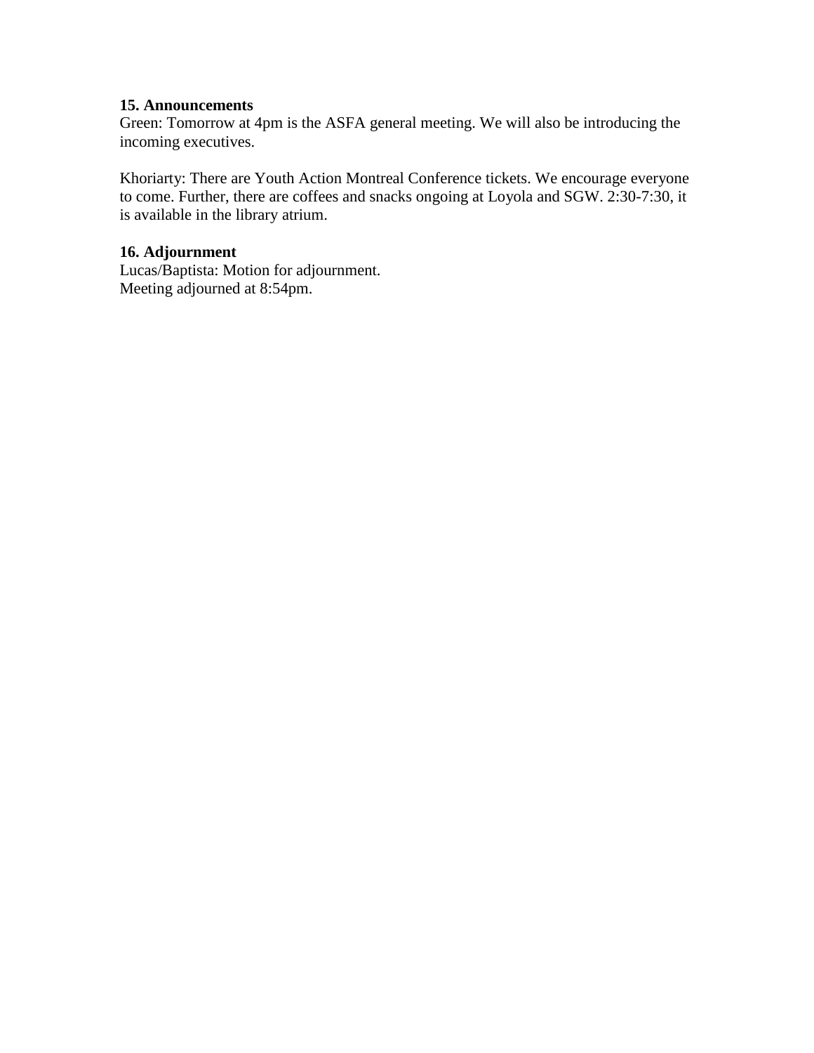**15. Announcements**

Green: Tomorrow at 4pm is the ASFA general meeting. We will also be introducing the incoming executives.

Khoriarty: There are Youth Action Montreal Conference tickets. We encourage everyone to come. Further, there are coffees and snacks ongoing at Loyola and SGW. 2:30-7:30, it is available in the library atrium.

**16. Adjournment**

Lucas/Baptista: Motion for adjournment.
Meeting adjourned at 8:54pm.